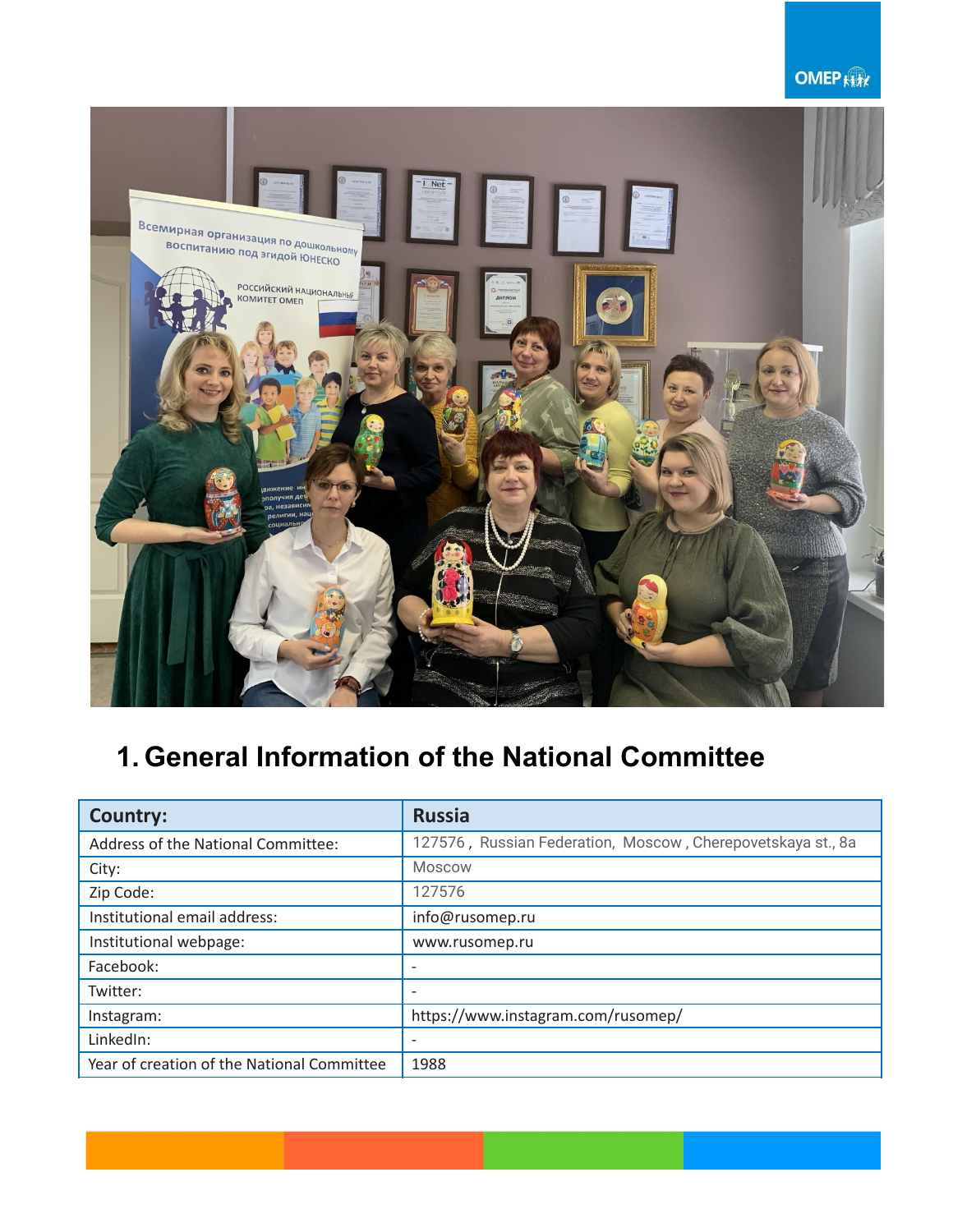# 1. General Information of the National Committee

| Country: | Russia |
| --- | --- |
| Address of the National Committee: | 127576 , Russian Federation, Moscow , Cherepovetskaya st., 8a |
| City: | Moscow |
| Zip Code: | 127576 |
| Institutional email address: | info@rusomep.ru |
| Institutional webpage: | www.rusomep.ru |
| Facebook: | - |
| Twitter: | - |
| Instagram: | https://www.instagram.com/rusomep/ |
| LinkedIn: | - |
| Year of creation of the National Committee | 1988 |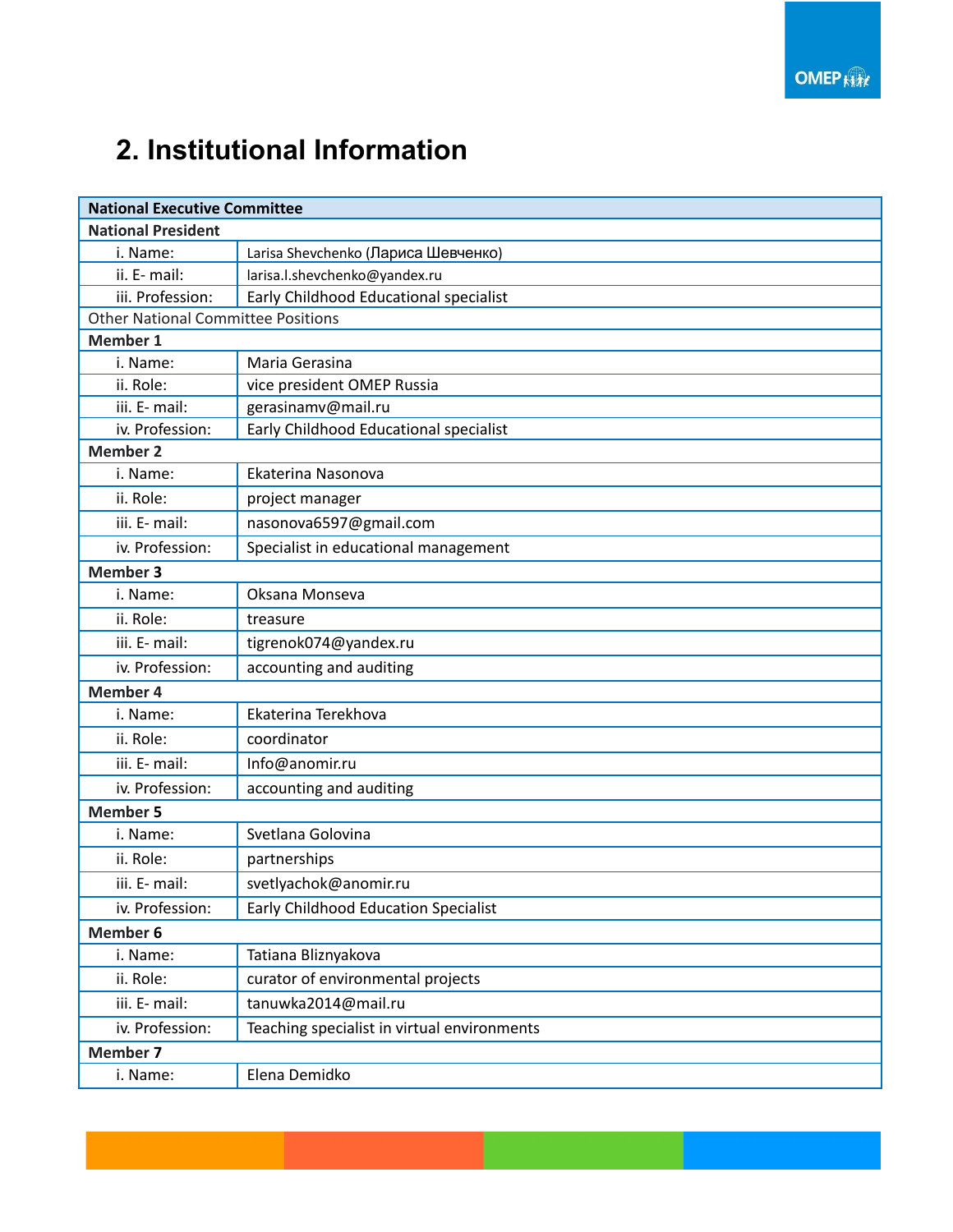## 2. Institutional Information

| National Executive Committee | |
|---|---|
| **National President** | |
| i. Name: | Larisa Shevchenko (Лариса Шевченко) |
| ii. E- mail: | larisa.l.shevchenko@yandex.ru |
| iii. Profession: | Early Childhood Educational specialist |
| Other National Committee Positions | |
| **Member 1** | |
| i. Name: | Maria Gerasina |
| ii. Role: | vice president OMEP Russia |
| iii. E- mail: | gerasinamv@mail.ru |
| iv. Profession: | Early Childhood Educational specialist |
| **Member 2** | |
| i. Name: | Ekaterina Nasonova |
| ii. Role: | project manager |
| iii. E- mail: | nasonova6597@gmail.com |
| iv. Profession: | Specialist in educational management |
| **Member 3** | |
| i. Name: | Oksana Monseva |
| ii. Role: | treasure |
| iii. E- mail: | tigrenok074@yandex.ru |
| iv. Profession: | accounting and auditing |
| **Member 4** | |
| i. Name: | Ekaterina Terekhova |
| ii. Role: | coordinator |
| iii. E- mail: | Info@anomir.ru |
| iv. Profession: | accounting and auditing |
| **Member 5** | |
| i. Name: | Svetlana Golovina |
| ii. Role: | partnerships |
| iii. E- mail: | svetlyachok@anomir.ru |
| iv. Profession: | Early Childhood Education Specialist |
| **Member 6** | |
| i. Name: | Tatiana Bliznyakova |
| ii. Role: | curator of environmental projects |
| iii. E- mail: | tanuwka2014@mail.ru |
| iv. Profession: | Teaching specialist in virtual environments |
| **Member 7** | |
| i. Name: | Elena Demidko |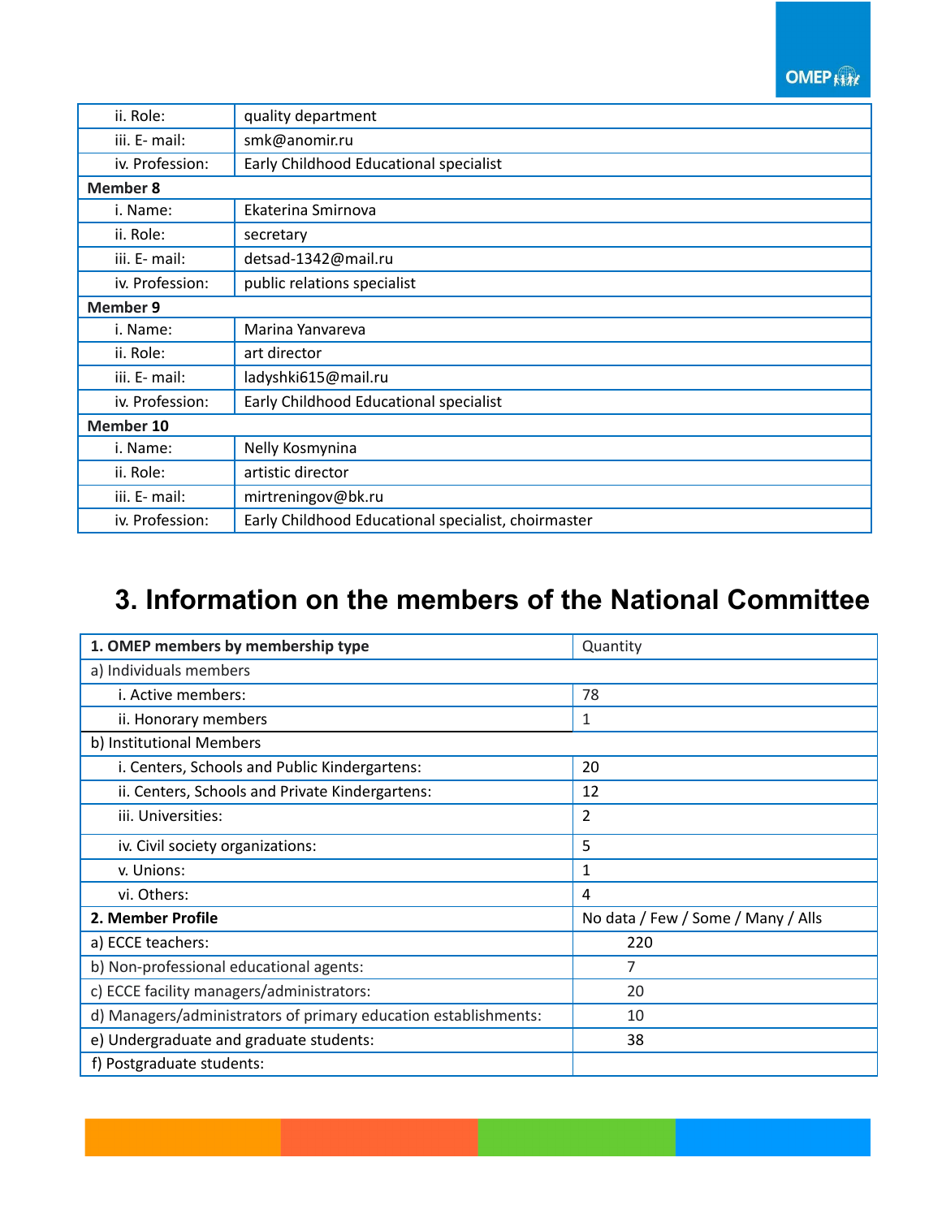| | |
|---|---|
| ii. Role: | quality department |
| iii. E- mail: | smk@anomir.ru |
| iv. Profession: | Early Childhood Educational specialist |
| **Member 8** | |
| i. Name: | Ekaterina Smirnova |
| ii. Role: | secretary |
| iii. E- mail: | detsad-1342@mail.ru |
| iv. Profession: | public relations specialist |
| **Member 9** | |
| i. Name: | Marina Yanvareva |
| ii. Role: | art director |
| iii. E- mail: | ladyshki615@mail.ru |
| iv. Profession: | Early Childhood Educational specialist |
| **Member 10** | |
| i. Name: | Nelly Kosmynina |
| ii. Role: | artistic director |
| iii. E- mail: | mirtreningov@bk.ru |
| iv. Profession: | Early Childhood Educational specialist, choirmaster |

# 3. Information on the members of the National Committee

| **1. OMEP members by membership type** | Quantity |
|---|---|
| a) Individuals members | |
| i. Active members: | 78 |
| ii. Honorary members | 1 |
| b) Institutional Members | |
| i. Centers, Schools and Public Kindergartens: | 20 |
| ii. Centers, Schools and Private Kindergartens: | 12 |
| iii. Universities: | 2 |
| iv. Civil society organizations: | 5 |
| v. Unions: | 1 |
| vi. Others: | 4 |
| **2. Member Profile** | No data / Few / Some / Many / Alls |
| a) ECCE teachers: | 220 |
| b) Non-professional educational agents: | 7 |
| c) ECCE facility managers/administrators: | 20 |
| d) Managers/administrators of primary education establishments: | 10 |
| e) Undergraduate and graduate students: | 38 |
| f) Postgraduate students: | |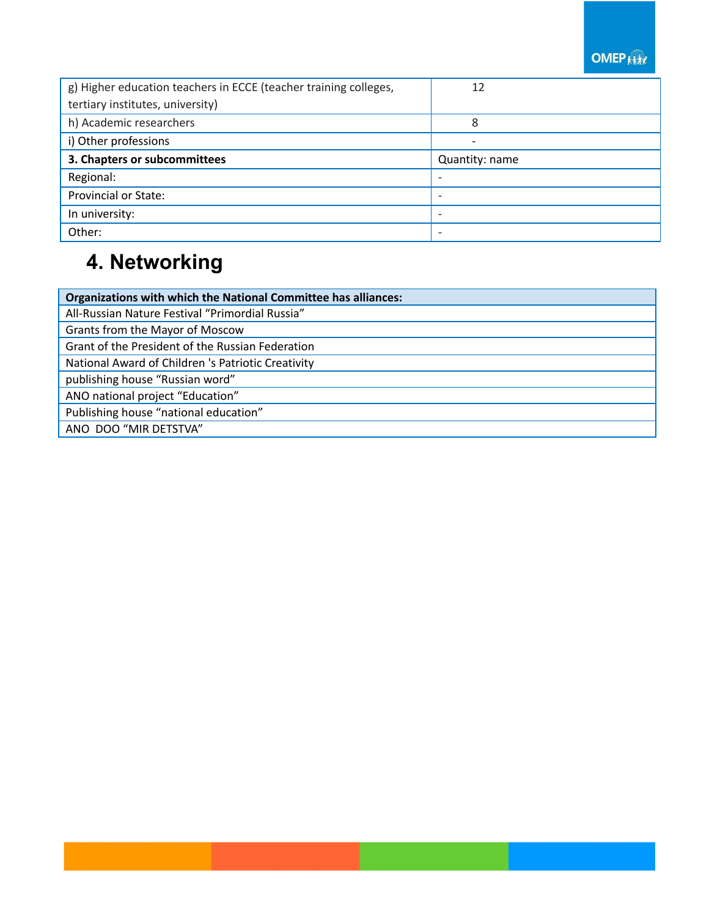| | |
|---|---|
| g) Higher education teachers in ECCE (teacher training colleges, tertiary institutes, university) | 12 |
| h) Academic researchers | 8 |
| i) Other professions | - |
| **3. Chapters or subcommittees** | Quantity: name |
| Regional: | - |
| Provincial or State: | - |
| In university: | - |
| Other: | - |

# 4. Networking

| **Organizations with which the National Committee has alliances:** |
|---|
| All-Russian Nature Festival "Primordial Russia" |
| Grants from the Mayor of Moscow |
| Grant of the President of the Russian Federation |
| National Award of Children 's Patriotic Creativity |
| publishing house "Russian word" |
| ANO national project "Education" |
| Publishing house "national education" |
| ANO DOO "MIR DETSTVA" |